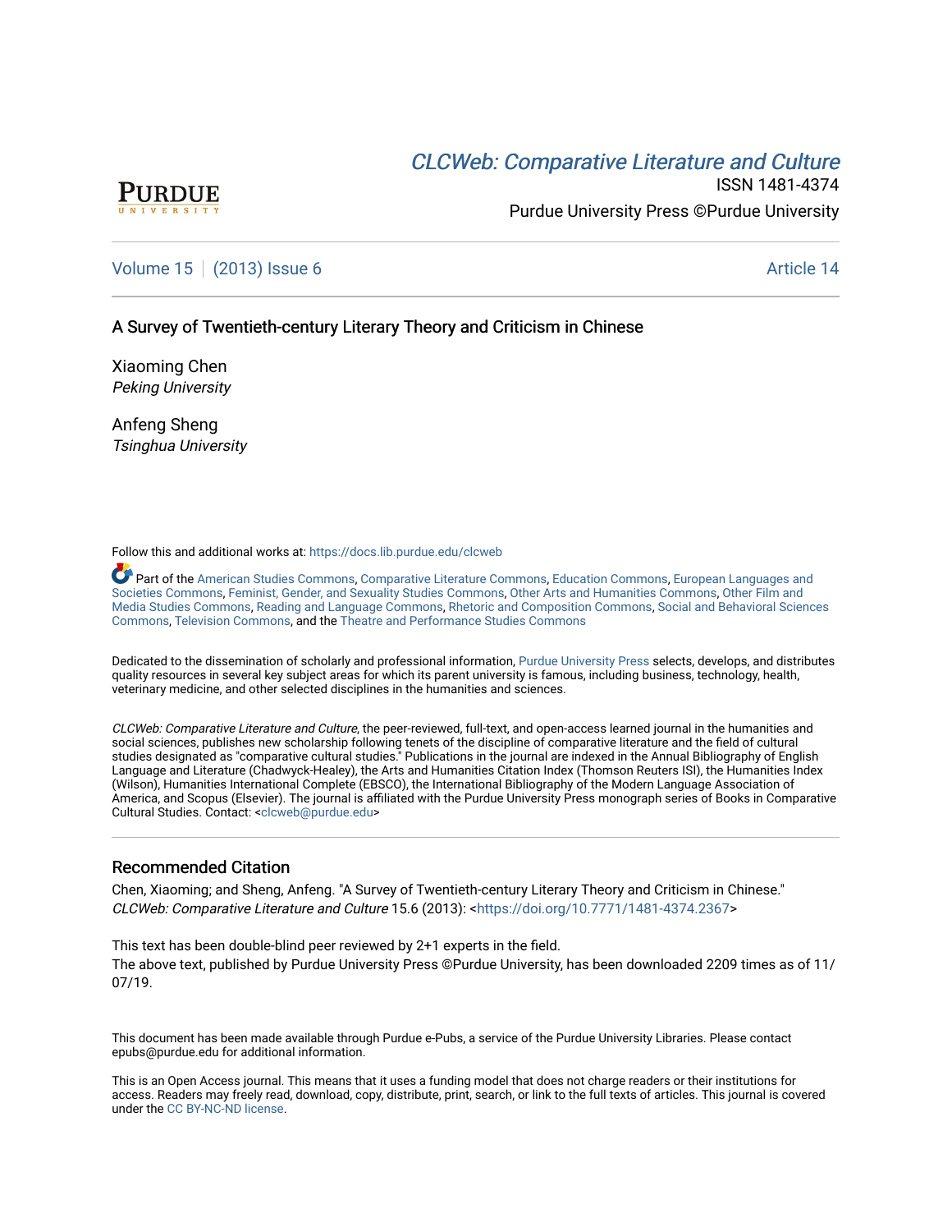PURDUE UNIVERSITY

*CLCWeb: Comparative Literature and Culture*

ISSN 1481-4374

Purdue University Press ©Purdue University

Volume 15 | (2013) Issue 6 Article 14

# A Survey of Twentieth-century Literary Theory and Criticism in Chinese

Xiaoming Chen
*Peking University*

Anfeng Sheng
*Tsinghua University*

Follow this and additional works at: https://docs.lib.purdue.edu/clcweb

Part of the American Studies Commons, Comparative Literature Commons, Education Commons, European Languages and Societies Commons, Feminist, Gender, and Sexuality Studies Commons, Other Arts and Humanities Commons, Other Film and Media Studies Commons, Reading and Language Commons, Rhetoric and Composition Commons, Social and Behavioral Sciences Commons, Television Commons, and the Theatre and Performance Studies Commons

Dedicated to the dissemination of scholarly and professional information, Purdue University Press selects, develops, and distributes quality resources in several key subject areas for which its parent university is famous, including business, technology, health, veterinary medicine, and other selected disciplines in the humanities and sciences.

*CLCWeb: Comparative Literature and Culture*, the peer-reviewed, full-text, and open-access learned journal in the humanities and social sciences, publishes new scholarship following tenets of the discipline of comparative literature and the field of cultural studies designated as "comparative cultural studies." Publications in the journal are indexed in the Annual Bibliography of English Language and Literature (Chadwyck-Healey), the Arts and Humanities Citation Index (Thomson Reuters ISI), the Humanities Index (Wilson), Humanities International Complete (EBSCO), the International Bibliography of the Modern Language Association of America, and Scopus (Elsevier). The journal is affiliated with the Purdue University Press monograph series of Books in Comparative Cultural Studies. Contact: <clcweb@purdue.edu>

## Recommended Citation

Chen, Xiaoming; and Sheng, Anfeng. "A Survey of Twentieth-century Literary Theory and Criticism in Chinese." *CLCWeb: Comparative Literature and Culture* 15.6 (2013): <https://doi.org/10.7771/1481-4374.2367>

This text has been double-blind peer reviewed by 2+1 experts in the field.
The above text, published by Purdue University Press ©Purdue University, has been downloaded 2209 times as of 11/07/19.

This document has been made available through Purdue e-Pubs, a service of the Purdue University Libraries. Please contact epubs@purdue.edu for additional information.

This is an Open Access journal. This means that it uses a funding model that does not charge readers or their institutions for access. Readers may freely read, download, copy, distribute, print, search, or link to the full texts of articles. This journal is covered under the CC BY-NC-ND license.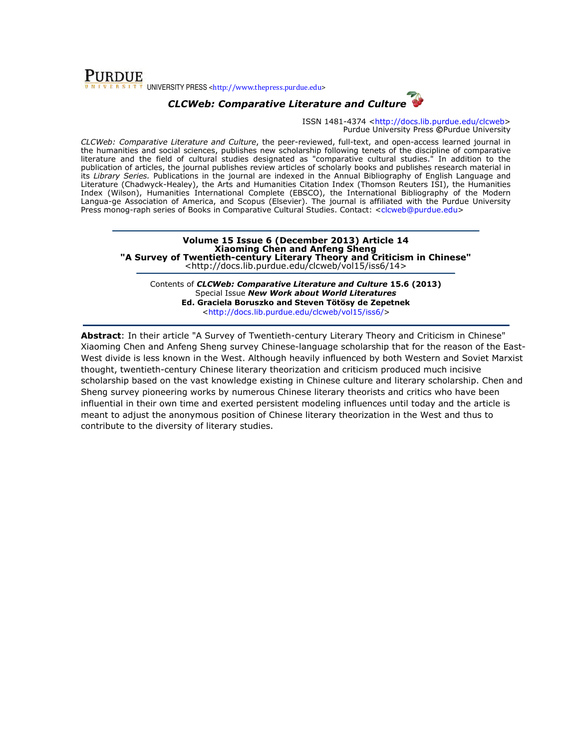UNIVERSITY PRESS <http://www.thepress.purdue.edu>

# *CLCWeb: Comparative Literature and Culture*

ISSN 1481-4374 <http://docs.lib.purdue.edu/clcweb>
Purdue University Press ©Purdue University

*CLCWeb: Comparative Literature and Culture*, the peer-reviewed, full-text, and open-access learned journal in the humanities and social sciences, publishes new scholarship following tenets of the discipline of comparative literature and the field of cultural studies designated as "comparative cultural studies." In addition to the publication of articles, the journal publishes review articles of scholarly books and publishes research material in its *Library Series.* Publications in the journal are indexed in the Annual Bibliography of English Language and Literature (Chadwyck-Healey), the Arts and Humanities Citation Index (Thomson Reuters ISI), the Humanities Index (Wilson), Humanities International Complete (EBSCO), the International Bibliography of the Modern Langua-ge Association of America, and Scopus (Elsevier). The journal is affiliated with the Purdue University Press monog-raph series of Books in Comparative Cultural Studies. Contact: <clcweb@purdue.edu>

**Volume 15 Issue 6 (December 2013) Article 14**
**Xiaoming Chen and Anfeng Sheng**
**"A Survey of Twentieth-century Literary Theory and Criticism in Chinese"**
<http://docs.lib.purdue.edu/clcweb/vol15/iss6/14>

Contents of ***CLCWeb: Comparative Literature and Culture* 15.6 (2013)**
Special Issue ***New Work about World Literatures***
**Ed. Graciela Boruszko and Steven Tötösy de Zepetnek**
<http://docs.lib.purdue.edu/clcweb/vol15/iss6/>

**Abstract**: In their article "A Survey of Twentieth-century Literary Theory and Criticism in Chinese" Xiaoming Chen and Anfeng Sheng survey Chinese-language scholarship that for the reason of the East-West divide is less known in the West. Although heavily influenced by both Western and Soviet Marxist thought, twentieth-century Chinese literary theorization and criticism produced much incisive scholarship based on the vast knowledge existing in Chinese culture and literary scholarship. Chen and Sheng survey pioneering works by numerous Chinese literary theorists and critics who have been influential in their own time and exerted persistent modeling influences until today and the article is meant to adjust the anonymous position of Chinese literary theorization in the West and thus to contribute to the diversity of literary studies.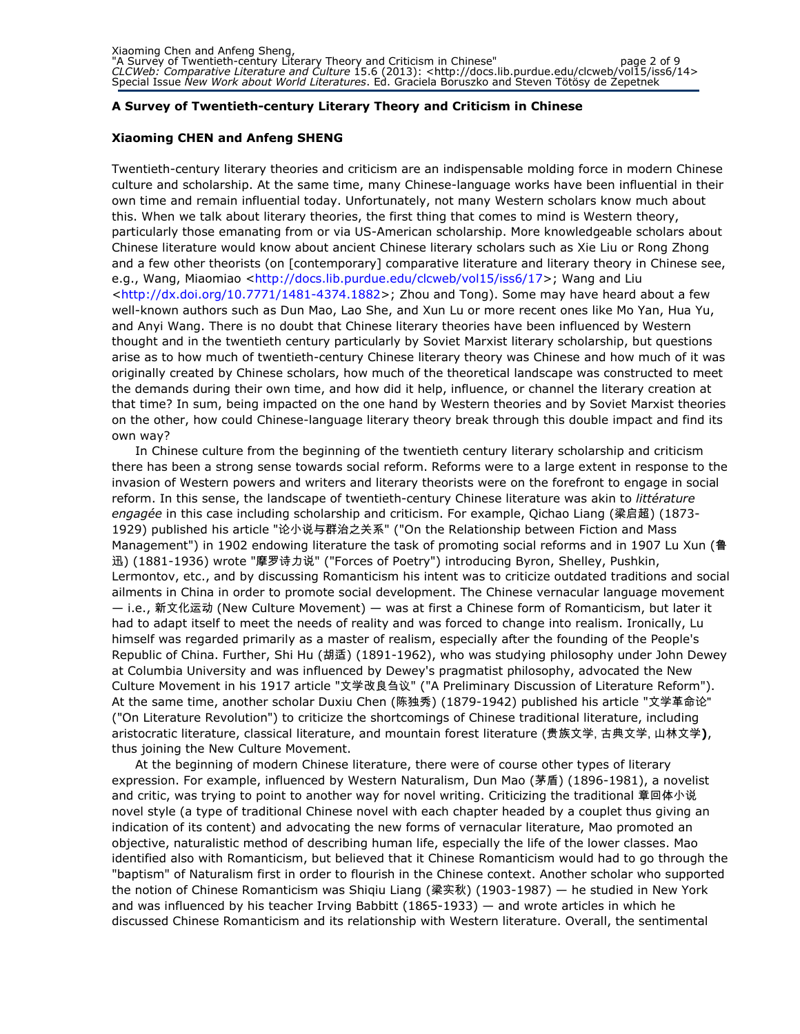**A Survey of Twentieth-century Literary Theory and Criticism in Chinese**

**Xiaoming CHEN and Anfeng SHENG**

Twentieth-century literary theories and criticism are an indispensable molding force in modern Chinese culture and scholarship. At the same time, many Chinese-language works have been influential in their own time and remain influential today. Unfortunately, not many Western scholars know much about this. When we talk about literary theories, the first thing that comes to mind is Western theory, particularly those emanating from or via US-American scholarship. More knowledgeable scholars about Chinese literature would know about ancient Chinese literary scholars such as Xie Liu or Rong Zhong and a few other theorists (on [contemporary] comparative literature and literary theory in Chinese see, e.g., Wang, Miaomiao <http://docs.lib.purdue.edu/clcweb/vol15/iss6/17>; Wang and Liu <http://dx.doi.org/10.7771/1481-4374.1882>; Zhou and Tong). Some may have heard about a few well-known authors such as Dun Mao, Lao She, and Xun Lu or more recent ones like Mo Yan, Hua Yu, and Anyi Wang. There is no doubt that Chinese literary theories have been influenced by Western thought and in the twentieth century particularly by Soviet Marxist literary scholarship, but questions arise as to how much of twentieth-century Chinese literary theory was Chinese and how much of it was originally created by Chinese scholars, how much of the theoretical landscape was constructed to meet the demands during their own time, and how did it help, influence, or channel the literary creation at that time? In sum, being impacted on the one hand by Western theories and by Soviet Marxist theories on the other, how could Chinese-language literary theory break through this double impact and find its own way?

In Chinese culture from the beginning of the twentieth century literary scholarship and criticism there has been a strong sense towards social reform. Reforms were to a large extent in response to the invasion of Western powers and writers and literary theorists were on the forefront to engage in social reform. In this sense, the landscape of twentieth-century Chinese literature was akin to *littérature engagée* in this case including scholarship and criticism. For example, Qichao Liang (梁启超) (1873-1929) published his article "论小说与群治之关系" ("On the Relationship between Fiction and Mass Management") in 1902 endowing literature the task of promoting social reforms and in 1907 Lu Xun (鲁迅) (1881-1936) wrote "摩罗诗力说" ("Forces of Poetry") introducing Byron, Shelley, Pushkin, Lermontov, etc., and by discussing Romanticism his intent was to criticize outdated traditions and social ailments in China in order to promote social development. The Chinese vernacular language movement — i.e., 新文化运动 (New Culture Movement) — was at first a Chinese form of Romanticism, but later it had to adapt itself to meet the needs of reality and was forced to change into realism. Ironically, Lu himself was regarded primarily as a master of realism, especially after the founding of the People's Republic of China. Further, Shi Hu (胡适) (1891-1962), who was studying philosophy under John Dewey at Columbia University and was influenced by Dewey's pragmatist philosophy, advocated the New Culture Movement in his 1917 article "文学改良刍议" ("A Preliminary Discussion of Literature Reform"). At the same time, another scholar Duxiu Chen (陈独秀) (1879-1942) published his article "文学革命论" ("On Literature Revolution") to criticize the shortcomings of Chinese traditional literature, including aristocratic literature, classical literature, and mountain forest literature (贵族文学, 古典文学, 山林文学**)**, thus joining the New Culture Movement.

At the beginning of modern Chinese literature, there were of course other types of literary expression. For example, influenced by Western Naturalism, Dun Mao (茅盾) (1896-1981), a novelist and critic, was trying to point to another way for novel writing. Criticizing the traditional 章回体小说 novel style (a type of traditional Chinese novel with each chapter headed by a couplet thus giving an indication of its content) and advocating the new forms of vernacular literature, Mao promoted an objective, naturalistic method of describing human life, especially the life of the lower classes. Mao identified also with Romanticism, but believed that it Chinese Romanticism would had to go through the "baptism" of Naturalism first in order to flourish in the Chinese context. Another scholar who supported the notion of Chinese Romanticism was Shiqiu Liang (梁实秋) (1903-1987) — he studied in New York and was influenced by his teacher Irving Babbitt (1865-1933) — and wrote articles in which he discussed Chinese Romanticism and its relationship with Western literature. Overall, the sentimental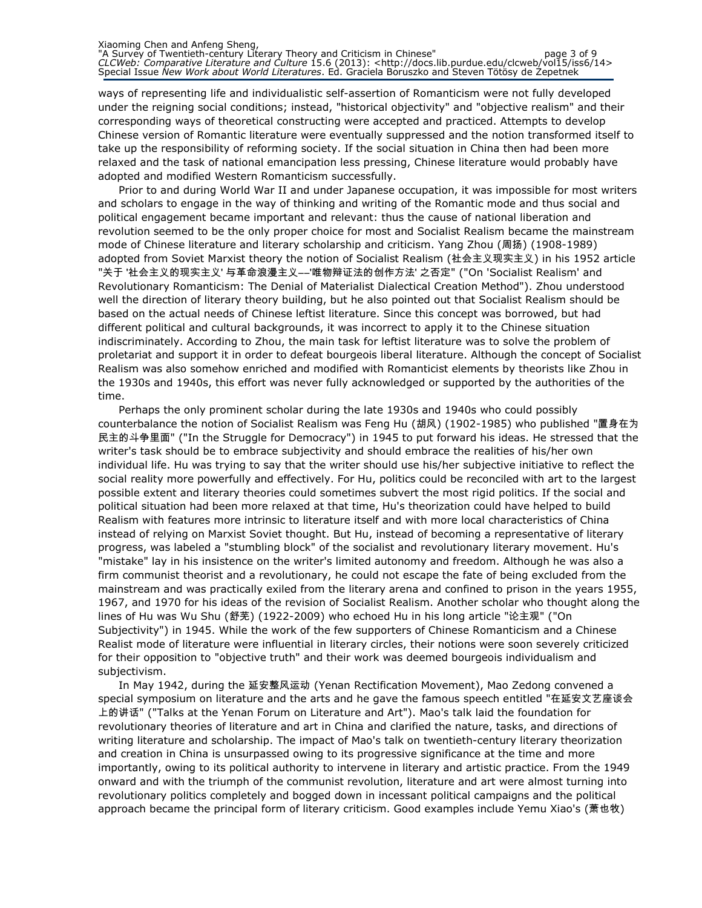ways of representing life and individualistic self-assertion of Romanticism were not fully developed under the reigning social conditions; instead, "historical objectivity" and "objective realism" and their corresponding ways of theoretical constructing were accepted and practiced. Attempts to develop Chinese version of Romantic literature were eventually suppressed and the notion transformed itself to take up the responsibility of reforming society. If the social situation in China then had been more relaxed and the task of national emancipation less pressing, Chinese literature would probably have adopted and modified Western Romanticism successfully.

Prior to and during World War II and under Japanese occupation, it was impossible for most writers and scholars to engage in the way of thinking and writing of the Romantic mode and thus social and political engagement became important and relevant: thus the cause of national liberation and revolution seemed to be the only proper choice for most and Socialist Realism became the mainstream mode of Chinese literature and literary scholarship and criticism. Yang Zhou (周扬) (1908-1989) adopted from Soviet Marxist theory the notion of Socialist Realism (社会主义现实主义) in his 1952 article "关于 '社会主义的现实主义' 与革命浪漫主义—'唯物辩证法的创作方法' 之否定" ("On 'Socialist Realism' and Revolutionary Romanticism: The Denial of Materialist Dialectical Creation Method"). Zhou understood well the direction of literary theory building, but he also pointed out that Socialist Realism should be based on the actual needs of Chinese leftist literature. Since this concept was borrowed, but had different political and cultural backgrounds, it was incorrect to apply it to the Chinese situation indiscriminately. According to Zhou, the main task for leftist literature was to solve the problem of proletariat and support it in order to defeat bourgeois liberal literature. Although the concept of Socialist Realism was also somehow enriched and modified with Romanticist elements by theorists like Zhou in the 1930s and 1940s, this effort was never fully acknowledged or supported by the authorities of the time.

Perhaps the only prominent scholar during the late 1930s and 1940s who could possibly counterbalance the notion of Socialist Realism was Feng Hu (胡风) (1902-1985) who published "置身在为民主的斗争里面" ("In the Struggle for Democracy") in 1945 to put forward his ideas. He stressed that the writer's task should be to embrace subjectivity and should embrace the realities of his/her own individual life. Hu was trying to say that the writer should use his/her subjective initiative to reflect the social reality more powerfully and effectively. For Hu, politics could be reconciled with art to the largest possible extent and literary theories could sometimes subvert the most rigid politics. If the social and political situation had been more relaxed at that time, Hu's theorization could have helped to build Realism with features more intrinsic to literature itself and with more local characteristics of China instead of relying on Marxist Soviet thought. But Hu, instead of becoming a representative of literary progress, was labeled a "stumbling block" of the socialist and revolutionary literary movement. Hu's "mistake" lay in his insistence on the writer's limited autonomy and freedom. Although he was also a firm communist theorist and a revolutionary, he could not escape the fate of being excluded from the mainstream and was practically exiled from the literary arena and confined to prison in the years 1955, 1967, and 1970 for his ideas of the revision of Socialist Realism. Another scholar who thought along the lines of Hu was Wu Shu (舒芜) (1922-2009) who echoed Hu in his long article "论主观" ("On Subjectivity") in 1945. While the work of the few supporters of Chinese Romanticism and a Chinese Realist mode of literature were influential in literary circles, their notions were soon severely criticized for their opposition to "objective truth" and their work was deemed bourgeois individualism and subjectivism.

In May 1942, during the 延安整风运动 (Yenan Rectification Movement), Mao Zedong convened a special symposium on literature and the arts and he gave the famous speech entitled "在延安文艺座谈会上的讲话" ("Talks at the Yenan Forum on Literature and Art"). Mao's talk laid the foundation for revolutionary theories of literature and art in China and clarified the nature, tasks, and directions of writing literature and scholarship. The impact of Mao's talk on twentieth-century literary theorization and creation in China is unsurpassed owing to its progressive significance at the time and more importantly, owing to its political authority to intervene in literary and artistic practice. From the 1949 onward and with the triumph of the communist revolution, literature and art were almost turning into revolutionary politics completely and bogged down in incessant political campaigns and the political approach became the principal form of literary criticism. Good examples include Yemu Xiao's (萧也牧)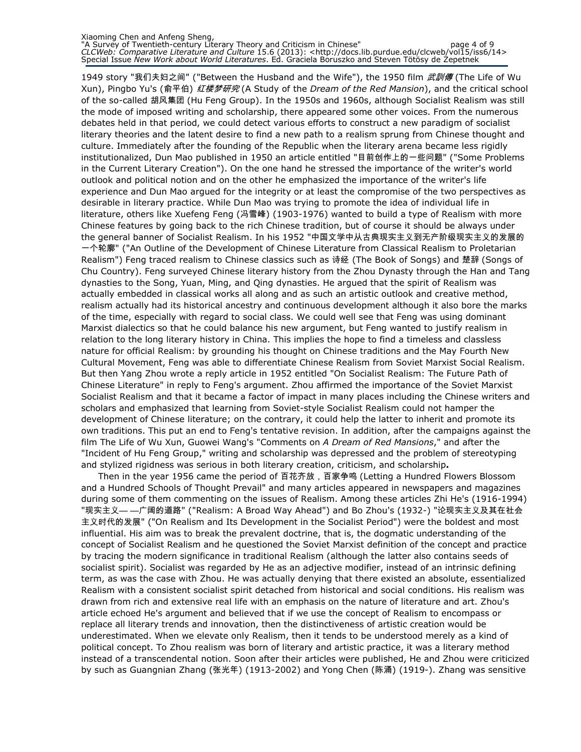1949 story "我们夫妇之间" ("Between the Husband and the Wife"), the 1950 film *武訓傳* (The Life of Wu Xun), Pingbo Yu's (俞平伯) *红楼梦研究* (A Study of the *Dream of the Red Mansion*), and the critical school of the so-called 胡风集团 (Hu Feng Group). In the 1950s and 1960s, although Socialist Realism was still the mode of imposed writing and scholarship, there appeared some other voices. From the numerous debates held in that period, we could detect various efforts to construct a new paradigm of socialist literary theories and the latent desire to find a new path to a realism sprung from Chinese thought and culture. Immediately after the founding of the Republic when the literary arena became less rigidly institutionalized, Dun Mao published in 1950 an article entitled "目前创作上的一些问题" ("Some Problems in the Current Literary Creation"). On the one hand he stressed the importance of the writer's world outlook and political notion and on the other he emphasized the importance of the writer's life experience and Dun Mao argued for the integrity or at least the compromise of the two perspectives as desirable in literary practice. While Dun Mao was trying to promote the idea of individual life in literature, others like Xuefeng Feng (冯雪峰) (1903-1976) wanted to build a type of Realism with more Chinese features by going back to the rich Chinese tradition, but of course it should be always under the general banner of Socialist Realism. In his 1952 "中国文学中从古典现实主义到无产阶级现实主义的发展的一个轮廓" ("An Outline of the Development of Chinese Literature from Classical Realism to Proletarian Realism") Feng traced realism to Chinese classics such as 诗经 (The Book of Songs) and 楚辞 (Songs of Chu Country). Feng surveyed Chinese literary history from the Zhou Dynasty through the Han and Tang dynasties to the Song, Yuan, Ming, and Qing dynasties. He argued that the spirit of Realism was actually embedded in classical works all along and as such an artistic outlook and creative method, realism actually had its historical ancestry and continuous development although it also bore the marks of the time, especially with regard to social class. We could well see that Feng was using dominant Marxist dialectics so that he could balance his new argument, but Feng wanted to justify realism in relation to the long literary history in China. This implies the hope to find a timeless and classless nature for official Realism: by grounding his thought on Chinese traditions and the May Fourth New Cultural Movement, Feng was able to differentiate Chinese Realism from Soviet Marxist Social Realism. But then Yang Zhou wrote a reply article in 1952 entitled "On Socialist Realism: The Future Path of Chinese Literature" in reply to Feng's argument. Zhou affirmed the importance of the Soviet Marxist Socialist Realism and that it became a factor of impact in many places including the Chinese writers and scholars and emphasized that learning from Soviet-style Socialist Realism could not hamper the development of Chinese literature; on the contrary, it could help the latter to inherit and promote its own traditions. This put an end to Feng's tentative revision. In addition, after the campaigns against the film The Life of Wu Xun, Guowei Wang's "Comments on *A Dream of Red Mansions*," and after the "Incident of Hu Feng Group," writing and scholarship was depressed and the problem of stereotyping and stylized rigidness was serious in both literary creation, criticism, and scholarship**.**

Then in the year 1956 came the period of 百花齐放，百家争鸣 (Letting a Hundred Flowers Blossom and a Hundred Schools of Thought Prevail" and many articles appeared in newspapers and magazines during some of them commenting on the issues of Realism. Among these articles Zhi He's (1916-1994) "现实主义——广阔的道路" ("Realism: A Broad Way Ahead") and Bo Zhou's (1932-) "论现实主义及其在社会主义时代的发展" ("On Realism and Its Development in the Socialist Period") were the boldest and most influential. His aim was to break the prevalent doctrine, that is, the dogmatic understanding of the concept of Socialist Realism and he questioned the Soviet Marxist definition of the concept and practice by tracing the modern significance in traditional Realism (although the latter also contains seeds of socialist spirit). Socialist was regarded by He as an adjective modifier, instead of an intrinsic defining term, as was the case with Zhou. He was actually denying that there existed an absolute, essentialized Realism with a consistent socialist spirit detached from historical and social conditions. His realism was drawn from rich and extensive real life with an emphasis on the nature of literature and art. Zhou's article echoed He's argument and believed that if we use the concept of Realism to encompass or replace all literary trends and innovation, then the distinctiveness of artistic creation would be underestimated. When we elevate only Realism, then it tends to be understood merely as a kind of political concept. To Zhou realism was born of literary and artistic practice, it was a literary method instead of a transcendental notion. Soon after their articles were published, He and Zhou were criticized by such as Guangnian Zhang (张光年) (1913-2002) and Yong Chen (陈涌) (1919-). Zhang was sensitive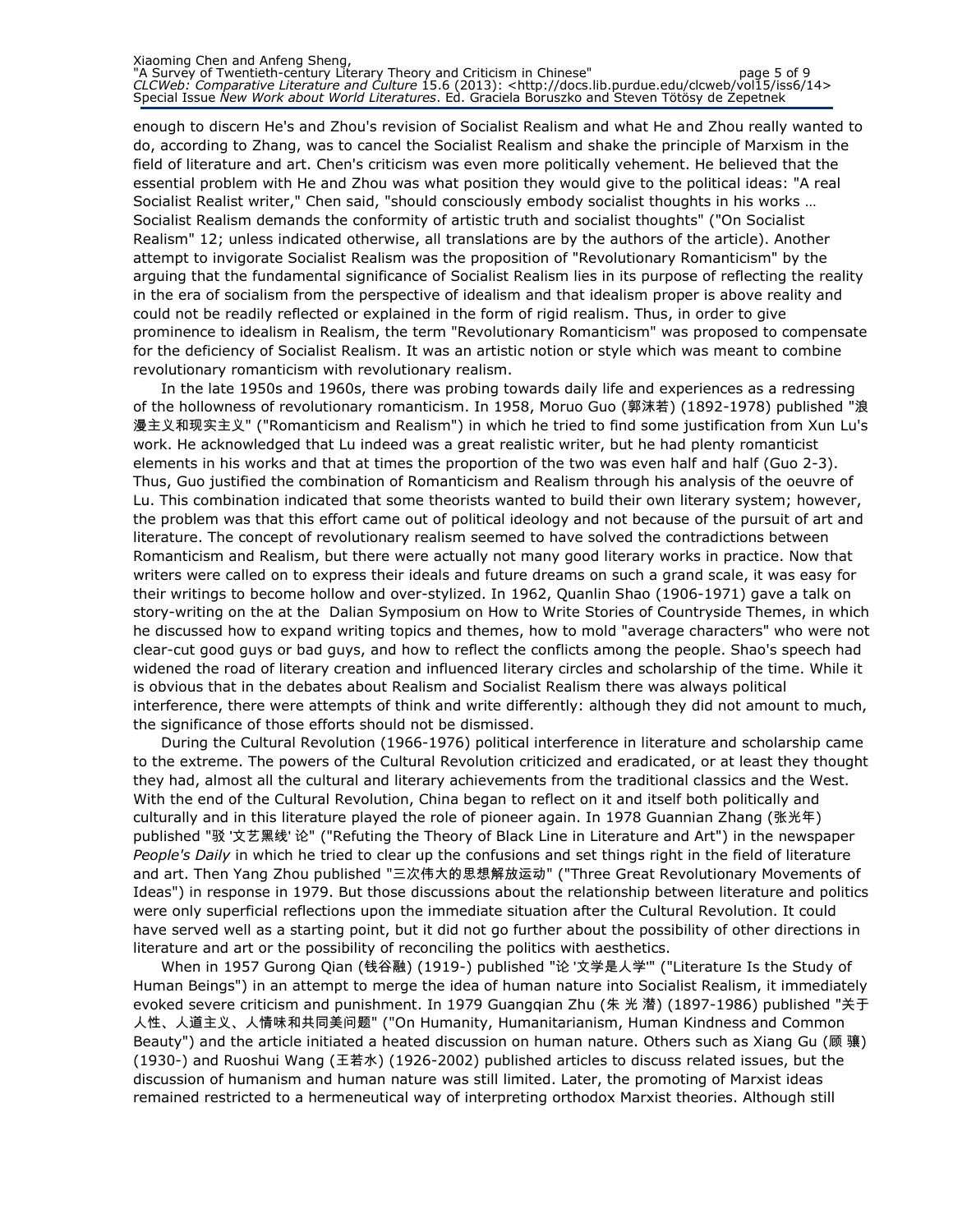enough to discern He's and Zhou's revision of Socialist Realism and what He and Zhou really wanted to do, according to Zhang, was to cancel the Socialist Realism and shake the principle of Marxism in the field of literature and art. Chen's criticism was even more politically vehement. He believed that the essential problem with He and Zhou was what position they would give to the political ideas: "A real Socialist Realist writer," Chen said, "should consciously embody socialist thoughts in his works … Socialist Realism demands the conformity of artistic truth and socialist thoughts" ("On Socialist Realism" 12; unless indicated otherwise, all translations are by the authors of the article). Another attempt to invigorate Socialist Realism was the proposition of "Revolutionary Romanticism" by the arguing that the fundamental significance of Socialist Realism lies in its purpose of reflecting the reality in the era of socialism from the perspective of idealism and that idealism proper is above reality and could not be readily reflected or explained in the form of rigid realism. Thus, in order to give prominence to idealism in Realism, the term "Revolutionary Romanticism" was proposed to compensate for the deficiency of Socialist Realism. It was an artistic notion or style which was meant to combine revolutionary romanticism with revolutionary realism.

In the late 1950s and 1960s, there was probing towards daily life and experiences as a redressing of the hollowness of revolutionary romanticism. In 1958, Moruo Guo (郭沫若) (1892-1978) published "浪漫主义和现实主义" ("Romanticism and Realism") in which he tried to find some justification from Xun Lu's work. He acknowledged that Lu indeed was a great realistic writer, but he had plenty romanticist elements in his works and that at times the proportion of the two was even half and half (Guo 2-3). Thus, Guo justified the combination of Romanticism and Realism through his analysis of the oeuvre of Lu. This combination indicated that some theorists wanted to build their own literary system; however, the problem was that this effort came out of political ideology and not because of the pursuit of art and literature. The concept of revolutionary realism seemed to have solved the contradictions between Romanticism and Realism, but there were actually not many good literary works in practice. Now that writers were called on to express their ideals and future dreams on such a grand scale, it was easy for their writings to become hollow and over-stylized. In 1962, Quanlin Shao (1906-1971) gave a talk on story-writing on the at the Dalian Symposium on How to Write Stories of Countryside Themes, in which he discussed how to expand writing topics and themes, how to mold "average characters" who were not clear-cut good guys or bad guys, and how to reflect the conflicts among the people. Shao's speech had widened the road of literary creation and influenced literary circles and scholarship of the time. While it is obvious that in the debates about Realism and Socialist Realism there was always political interference, there were attempts of think and write differently: although they did not amount to much, the significance of those efforts should not be dismissed.

During the Cultural Revolution (1966-1976) political interference in literature and scholarship came to the extreme. The powers of the Cultural Revolution criticized and eradicated, or at least they thought they had, almost all the cultural and literary achievements from the traditional classics and the West. With the end of the Cultural Revolution, China began to reflect on it and itself both politically and culturally and in this literature played the role of pioneer again. In 1978 Guannian Zhang (张光年) published "驳 '文艺黑线' 论" ("Refuting the Theory of Black Line in Literature and Art") in the newspaper *People's Daily* in which he tried to clear up the confusions and set things right in the field of literature and art. Then Yang Zhou published "三次伟大的思想解放运动" ("Three Great Revolutionary Movements of Ideas") in response in 1979. But those discussions about the relationship between literature and politics were only superficial reflections upon the immediate situation after the Cultural Revolution. It could have served well as a starting point, but it did not go further about the possibility of other directions in literature and art or the possibility of reconciling the politics with aesthetics.

When in 1957 Gurong Qian (钱谷融) (1919-) published "论 '文学是人学'" ("Literature Is the Study of Human Beings") in an attempt to merge the idea of human nature into Socialist Realism, it immediately evoked severe criticism and punishment. In 1979 Guangqian Zhu (朱 光 潜) (1897-1986) published "关于人性、人道主义、人情味和共同美问题" ("On Humanity, Humanitarianism, Human Kindness and Common Beauty") and the article initiated a heated discussion on human nature. Others such as Xiang Gu (顾 骧) (1930-) and Ruoshui Wang (王若水) (1926-2002) published articles to discuss related issues, but the discussion of humanism and human nature was still limited. Later, the promoting of Marxist ideas remained restricted to a hermeneutical way of interpreting orthodox Marxist theories. Although still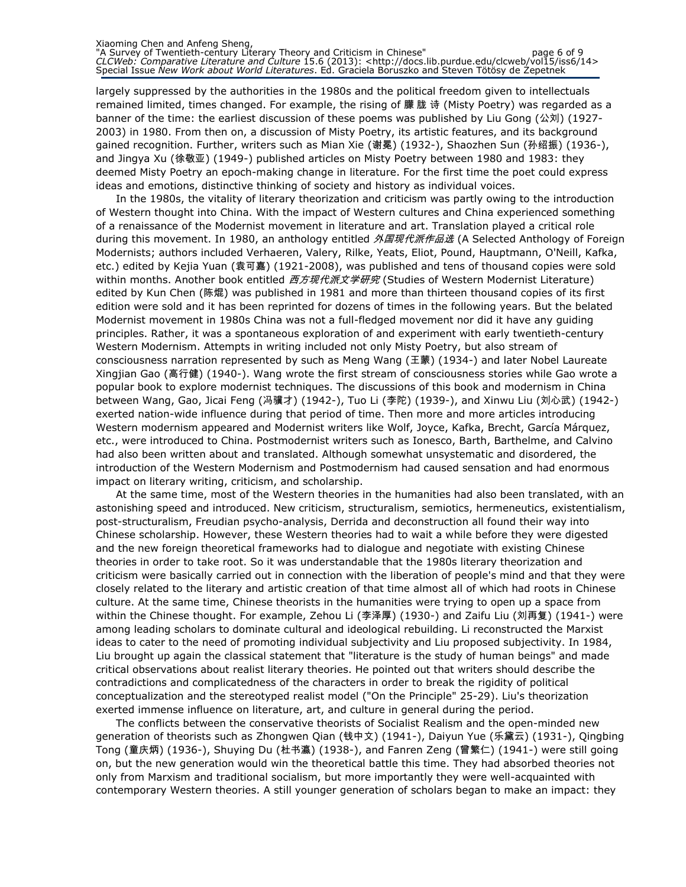largely suppressed by the authorities in the 1980s and the political freedom given to intellectuals remained limited, times changed. For example, the rising of 朦胧诗 (Misty Poetry) was regarded as a banner of the time: the earliest discussion of these poems was published by Liu Gong (公刘) (1927-2003) in 1980. From then on, a discussion of Misty Poetry, its artistic features, and its background gained recognition. Further, writers such as Mian Xie (谢冕) (1932-), Shaozhen Sun (孙绍振) (1936-), and Jingya Xu (徐敬亚) (1949-) published articles on Misty Poetry between 1980 and 1983: they deemed Misty Poetry an epoch-making change in literature. For the first time the poet could express ideas and emotions, distinctive thinking of society and history as individual voices.

In the 1980s, the vitality of literary theorization and criticism was partly owing to the introduction of Western thought into China. With the impact of Western cultures and China experienced something of a renaissance of the Modernist movement in literature and art. Translation played a critical role during this movement. In 1980, an anthology entitled *外国现代派作品选* (A Selected Anthology of Foreign Modernists; authors included Verhaeren, Valery, Rilke, Yeats, Eliot, Pound, Hauptmann, O'Neill, Kafka, etc.) edited by Kejia Yuan (袁可嘉) (1921-2008), was published and tens of thousand copies were sold within months. Another book entitled *西方现代派文学研究* (Studies of Western Modernist Literature) edited by Kun Chen (陈焜) was published in 1981 and more than thirteen thousand copies of its first edition were sold and it has been reprinted for dozens of times in the following years. But the belated Modernist movement in 1980s China was not a full-fledged movement nor did it have any guiding principles. Rather, it was a spontaneous exploration of and experiment with early twentieth-century Western Modernism. Attempts in writing included not only Misty Poetry, but also stream of consciousness narration represented by such as Meng Wang (王蒙) (1934-) and later Nobel Laureate Xingjian Gao (高行健) (1940-). Wang wrote the first stream of consciousness stories while Gao wrote a popular book to explore modernist techniques. The discussions of this book and modernism in China between Wang, Gao, Jicai Feng (冯骥才) (1942-), Tuo Li (李陀) (1939-), and Xinwu Liu (刘心武) (1942-) exerted nation-wide influence during that period of time. Then more and more articles introducing Western modernism appeared and Modernist writers like Wolf, Joyce, Kafka, Brecht, García Márquez, etc., were introduced to China. Postmodernist writers such as Ionesco, Barth, Barthelme, and Calvino had also been written about and translated. Although somewhat unsystematic and disordered, the introduction of the Western Modernism and Postmodernism had caused sensation and had enormous impact on literary writing, criticism, and scholarship.

At the same time, most of the Western theories in the humanities had also been translated, with an astonishing speed and introduced. New criticism, structuralism, semiotics, hermeneutics, existentialism, post-structuralism, Freudian psycho-analysis, Derrida and deconstruction all found their way into Chinese scholarship. However, these Western theories had to wait a while before they were digested and the new foreign theoretical frameworks had to dialogue and negotiate with existing Chinese theories in order to take root. So it was understandable that the 1980s literary theorization and criticism were basically carried out in connection with the liberation of people's mind and that they were closely related to the literary and artistic creation of that time almost all of which had roots in Chinese culture. At the same time, Chinese theorists in the humanities were trying to open up a space from within the Chinese thought. For example, Zehou Li (李泽厚) (1930-) and Zaifu Liu (刘再复) (1941-) were among leading scholars to dominate cultural and ideological rebuilding. Li reconstructed the Marxist ideas to cater to the need of promoting individual subjectivity and Liu proposed subjectivity. In 1984, Liu brought up again the classical statement that "literature is the study of human beings" and made critical observations about realist literary theories. He pointed out that writers should describe the contradictions and complicatedness of the characters in order to break the rigidity of political conceptualization and the stereotyped realist model ("On the Principle" 25-29). Liu's theorization exerted immense influence on literature, art, and culture in general during the period.

The conflicts between the conservative theorists of Socialist Realism and the open-minded new generation of theorists such as Zhongwen Qian (钱中文) (1941-), Daiyun Yue (乐黛云) (1931-), Qingbing Tong (童庆炳) (1936-), Shuying Du (杜书瀛) (1938-), and Fanren Zeng (曾繁仁) (1941-) were still going on, but the new generation would win the theoretical battle this time. They had absorbed theories not only from Marxism and traditional socialism, but more importantly they were well-acquainted with contemporary Western theories. A still younger generation of scholars began to make an impact: they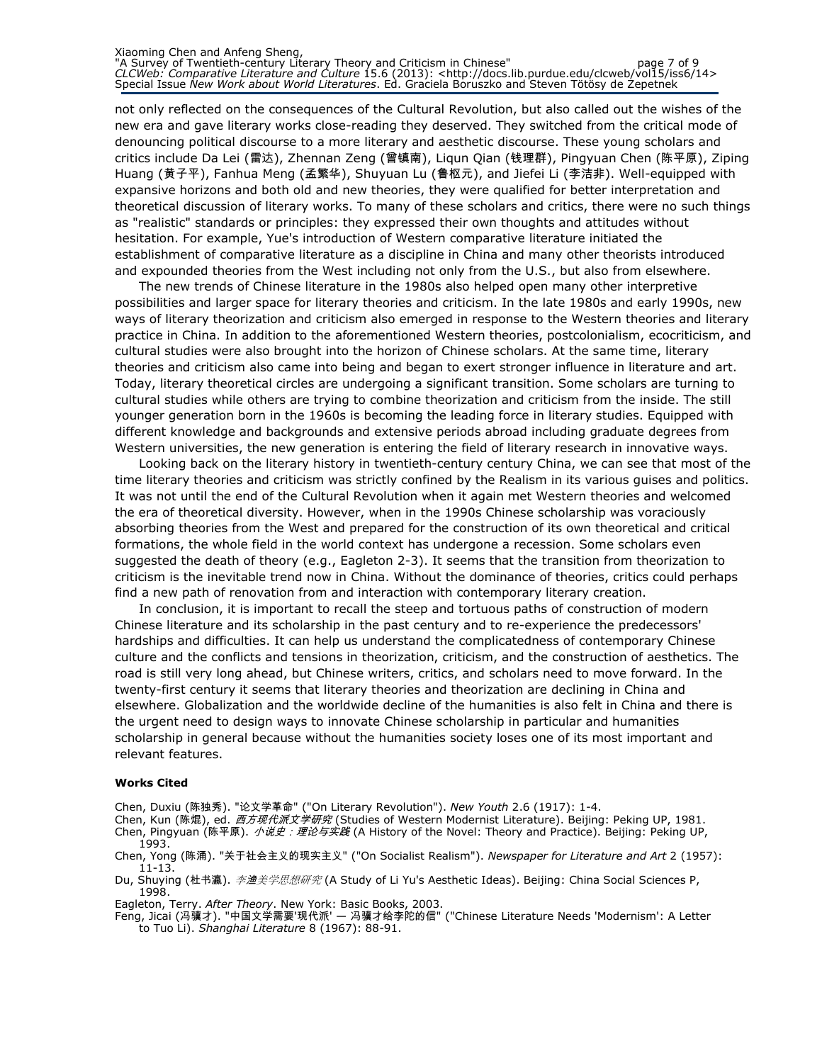not only reflected on the consequences of the Cultural Revolution, but also called out the wishes of the new era and gave literary works close-reading they deserved. They switched from the critical mode of denouncing political discourse to a more literary and aesthetic discourse. These young scholars and critics include Da Lei (雷达), Zhennan Zeng (曾镇南), Liqun Qian (钱理群), Pingyuan Chen (陈平原), Ziping Huang (黄子平), Fanhua Meng (孟繁华), Shuyuan Lu (鲁枢元), and Jiefei Li (李洁非). Well-equipped with expansive horizons and both old and new theories, they were qualified for better interpretation and theoretical discussion of literary works. To many of these scholars and critics, there were no such things as "realistic" standards or principles: they expressed their own thoughts and attitudes without hesitation. For example, Yue's introduction of Western comparative literature initiated the establishment of comparative literature as a discipline in China and many other theorists introduced and expounded theories from the West including not only from the U.S., but also from elsewhere.

The new trends of Chinese literature in the 1980s also helped open many other interpretive possibilities and larger space for literary theories and criticism. In the late 1980s and early 1990s, new ways of literary theorization and criticism also emerged in response to the Western theories and literary practice in China. In addition to the aforementioned Western theories, postcolonialism, ecocriticism, and cultural studies were also brought into the horizon of Chinese scholars. At the same time, literary theories and criticism also came into being and began to exert stronger influence in literature and art. Today, literary theoretical circles are undergoing a significant transition. Some scholars are turning to cultural studies while others are trying to combine theorization and criticism from the inside. The still younger generation born in the 1960s is becoming the leading force in literary studies. Equipped with different knowledge and backgrounds and extensive periods abroad including graduate degrees from Western universities, the new generation is entering the field of literary research in innovative ways.

Looking back on the literary history in twentieth-century century China, we can see that most of the time literary theories and criticism was strictly confined by the Realism in its various guises and politics. It was not until the end of the Cultural Revolution when it again met Western theories and welcomed the era of theoretical diversity. However, when in the 1990s Chinese scholarship was voraciously absorbing theories from the West and prepared for the construction of its own theoretical and critical formations, the whole field in the world context has undergone a recession. Some scholars even suggested the death of theory (e.g., Eagleton 2-3). It seems that the transition from theorization to criticism is the inevitable trend now in China. Without the dominance of theories, critics could perhaps find a new path of renovation from and interaction with contemporary literary creation.

In conclusion, it is important to recall the steep and tortuous paths of construction of modern Chinese literature and its scholarship in the past century and to re-experience the predecessors' hardships and difficulties. It can help us understand the complicatedness of contemporary Chinese culture and the conflicts and tensions in theorization, criticism, and the construction of aesthetics. The road is still very long ahead, but Chinese writers, critics, and scholars need to move forward. In the twenty-first century it seems that literary theories and theorization are declining in China and elsewhere. Globalization and the worldwide decline of the humanities is also felt in China and there is the urgent need to design ways to innovate Chinese scholarship in particular and humanities scholarship in general because without the humanities society loses one of its most important and relevant features.

**Works Cited**

Chen, Duxiu (陈独秀). "论文学革命" ("On Literary Revolution"). *New Youth* 2.6 (1917): 1-4.

Chen, Kun (陈焜), ed. *西方现代派文学研究* (Studies of Western Modernist Literature). Beijing: Peking UP, 1981.

Chen, Pingyuan (陈平原). *小说史：理论与实践* (A History of the Novel: Theory and Practice). Beijing: Peking UP, 1993.

Chen, Yong (陈涌). "关于社会主义的现实主义" ("On Socialist Realism"). *Newspaper for Literature and Art* 2 (1957): 11-13.

Du, Shuying (杜书瀛). *李渔美学思想研究* (A Study of Li Yu's Aesthetic Ideas). Beijing: China Social Sciences P, 1998.

Eagleton, Terry. *After Theory*. New York: Basic Books, 2003.

Feng, Jicai (冯骥才). "中国文学需要'现代派' — 冯骥才给李陀的信" ("Chinese Literature Needs 'Modernism': A Letter to Tuo Li). *Shanghai Literature* 8 (1967): 88-91.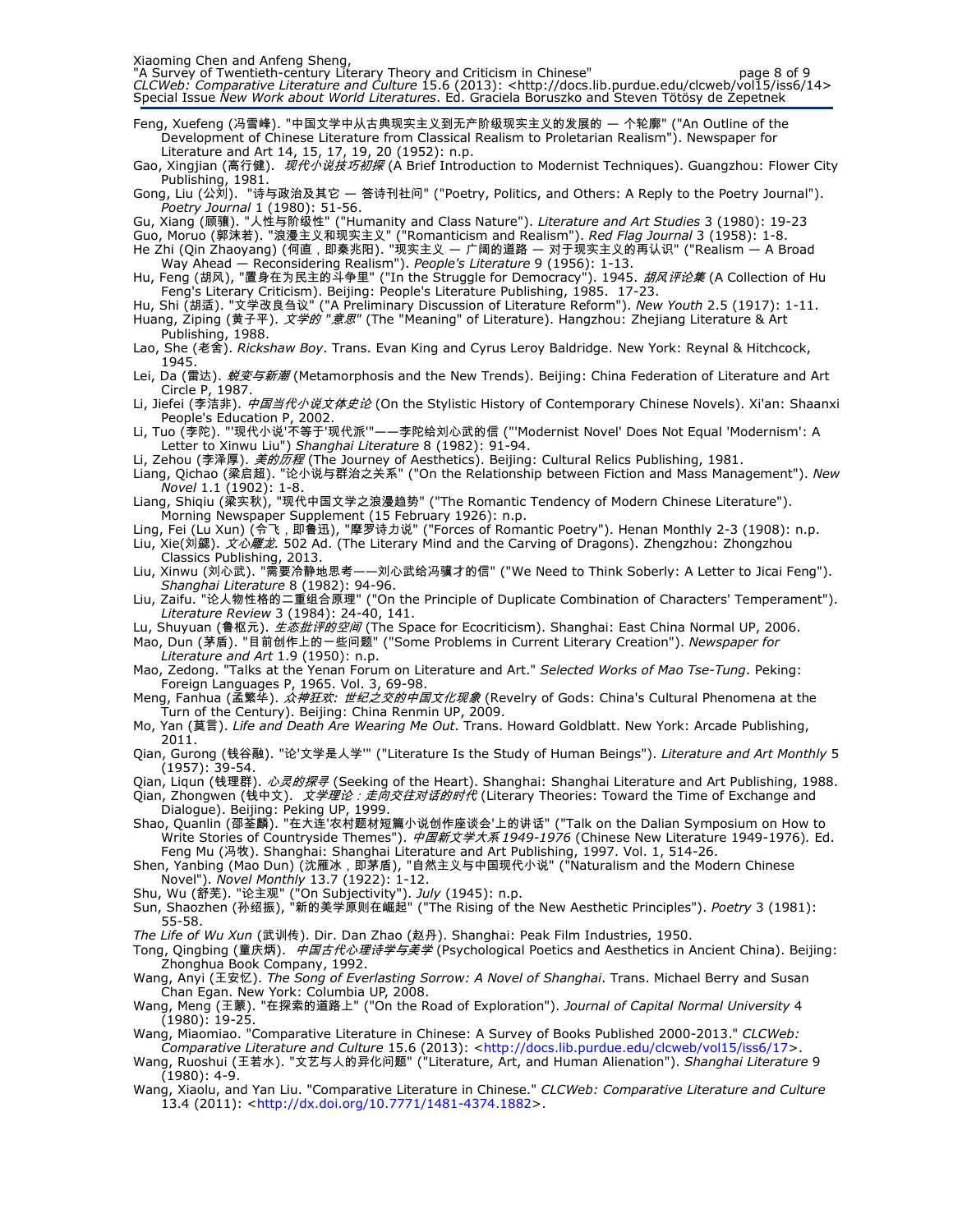Feng, Xuefeng (冯雪峰). "中国文学中从古典现实主义到无产阶级现实主义的发展的 — 个轮廓" ("An Outline of the Development of Chinese Literature from Classical Realism to Proletarian Realism"). Newspaper for Literature and Art 14, 15, 17, 19, 20 (1952): n.p.

Gao, Xingjian (高行健). *现代小说技巧初探* (A Brief Introduction to Modernist Techniques). Guangzhou: Flower City Publishing, 1981.

Gong, Liu (公刘). "诗与政治及其它 — 答诗刊社问" ("Poetry, Politics, and Others: A Reply to the Poetry Journal"). *Poetry Journal* 1 (1980): 51-56.

Gu, Xiang (顾骧). "人性与阶级性" ("Humanity and Class Nature"). *Literature and Art Studies* 3 (1980): 19-23

Guo, Moruo (郭沫若). "浪漫主义和现实主义" ("Romanticism and Realism"). *Red Flag Journal* 3 (1958): 1-8.

He Zhi (Qin Zhaoyang) (何直，即秦兆阳). "现实主义 — 广阔的道路 — 对于现实主义的再认识" ("Realism — A Broad Way Ahead — Reconsidering Realism"). *People's Literature* 9 (1956): 1-13.

Hu, Feng (胡风), "置身在为民主的斗争里" ("In the Struggle for Democracy"). 1945. *胡风评论集* (A Collection of Hu Feng's Literary Criticism). Beijing: People's Literature Publishing, 1985. 17-23.

Hu, Shi (胡适). "文学改良刍议" ("A Preliminary Discussion of Literature Reform"). *New Youth* 2.5 (1917): 1-11.

Huang, Ziping (黄子平). *文学的 "意思"* (The "Meaning" of Literature). Hangzhou: Zhejiang Literature & Art Publishing, 1988.

Lao, She (老舍). *Rickshaw Boy*. Trans. Evan King and Cyrus Leroy Baldridge. New York: Reynal & Hitchcock, 1945.

Lei, Da (雷达). *蜕变与新潮* (Metamorphosis and the New Trends). Beijing: China Federation of Literature and Art Circle P, 1987.

Li, Jiefei (李洁非). *中国当代小说文体史论* (On the Stylistic History of Contemporary Chinese Novels). Xi'an: Shaanxi People's Education P, 2002.

Li, Tuo (李陀). "'现代小说'不等于'现代派'"——李陀给刘心武的信 ("'Modernist Novel' Does Not Equal 'Modernism': A Letter to Xinwu Liu") *Shanghai Literature* 8 (1982): 91-94.

Li, Zehou (李泽厚). *美的历程* (The Journey of Aesthetics). Beijing: Cultural Relics Publishing, 1981.

Liang, Qichao (梁启超). "论小说与群治之关系" ("On the Relationship between Fiction and Mass Management"). *New Novel* 1.1 (1902): 1-8.

Liang, Shiqiu (梁实秋), "现代中国文学之浪漫趋势" ("The Romantic Tendency of Modern Chinese Literature"). Morning Newspaper Supplement (15 February 1926): n.p.

Ling, Fei (Lu Xun) (令飞，即鲁迅), "摩罗诗力说" ("Forces of Romantic Poetry"). Henan Monthly 2-3 (1908): n.p.

Liu, Xie(刘勰). *文心雕龙*. 502 Ad. (The Literary Mind and the Carving of Dragons). Zhengzhou: Zhongzhou Classics Publishing, 2013.

Liu, Xinwu (刘心武). "需要冷静地思考——刘心武给冯骥才的信" ("We Need to Think Soberly: A Letter to Jicai Feng"). *Shanghai Literature* 8 (1982): 94-96.

Liu, Zaifu. "论人物性格的二重组合原理" ("On the Principle of Duplicate Combination of Characters' Temperament"). *Literature Review* 3 (1984): 24-40, 141.

Lu, Shuyuan (鲁枢元). *生态批评的空间* (The Space for Ecocriticism). Shanghai: East China Normal UP, 2006.

Mao, Dun (茅盾). "目前创作上的一些问题" ("Some Problems in Current Literary Creation"). *Newspaper for Literature and Art* 1.9 (1950): n.p.

Mao, Zedong. "Talks at the Yenan Forum on Literature and Art." *Selected Works of Mao Tse-Tung*. Peking: Foreign Languages P, 1965. Vol. 3, 69-98.

Meng, Fanhua (孟繁华). *众神狂欢: 世纪之交的中国文化现象* (Revelry of Gods: China's Cultural Phenomena at the Turn of the Century). Beijing: China Renmin UP, 2009.

Mo, Yan (莫言). *Life and Death Are Wearing Me Out*. Trans. Howard Goldblatt. New York: Arcade Publishing, 2011.

Qian, Gurong (钱谷融). "论'文学是人学'" ("Literature Is the Study of Human Beings"). *Literature and Art Monthly* 5 (1957): 39-54.

Qian, Liqun (钱理群). *心灵的探寻* (Seeking of the Heart). Shanghai: Shanghai Literature and Art Publishing, 1988.

Qian, Zhongwen (钱中文). *文学理论：走向交往对话的时代* (Literary Theories: Toward the Time of Exchange and Dialogue). Beijing: Peking UP, 1999.

Shao, Quanlin (邵荃麟). "在大连'农村题材短篇小说创作座谈会'上的讲话" ("Talk on the Dalian Symposium on How to Write Stories of Countryside Themes"). *中国新文学大系 1949-1976* (Chinese New Literature 1949-1976). Ed. Feng Mu (冯牧). Shanghai: Shanghai Literature and Art Publishing, 1997. Vol. 1, 514-26.

Shen, Yanbing (Mao Dun) (沈雁冰，即茅盾), "自然主义与中国现代小说" ("Naturalism and the Modern Chinese Novel"). *Novel Monthly* 13.7 (1922): 1-12.

Shu, Wu (舒芜). "论主观" ("On Subjectivity"). *July* (1945): n.p.

Sun, Shaozhen (孙绍振), "新的美学原则在崛起" ("The Rising of the New Aesthetic Principles"). *Poetry* 3 (1981): 55-58.

*The Life of Wu Xun* (武训传). Dir. Dan Zhao (赵丹). Shanghai: Peak Film Industries, 1950.

Tong, Qingbing (童庆炳). *中国古代心理诗学与美学* (Psychological Poetics and Aesthetics in Ancient China). Beijing: Zhonghua Book Company, 1992.

Wang, Anyi (王安忆). *The Song of Everlasting Sorrow: A Novel of Shanghai*. Trans. Michael Berry and Susan Chan Egan. New York: Columbia UP, 2008.

Wang, Meng (王蒙). "在探索的道路上" ("On the Road of Exploration"). *Journal of Capital Normal University* 4 (1980): 19-25.

Wang, Miaomiao. "Comparative Literature in Chinese: A Survey of Books Published 2000-2013." *CLCWeb: Comparative Literature and Culture* 15.6 (2013): <http://docs.lib.purdue.edu/clcweb/vol15/iss6/17>.

Wang, Ruoshui (王若水). "文艺与人的异化问题" ("Literature, Art, and Human Alienation"). *Shanghai Literature* 9 (1980): 4-9.

Wang, Xiaolu, and Yan Liu. "Comparative Literature in Chinese." *CLCWeb: Comparative Literature and Culture* 13.4 (2011): <http://dx.doi.org/10.7771/1481-4374.1882>.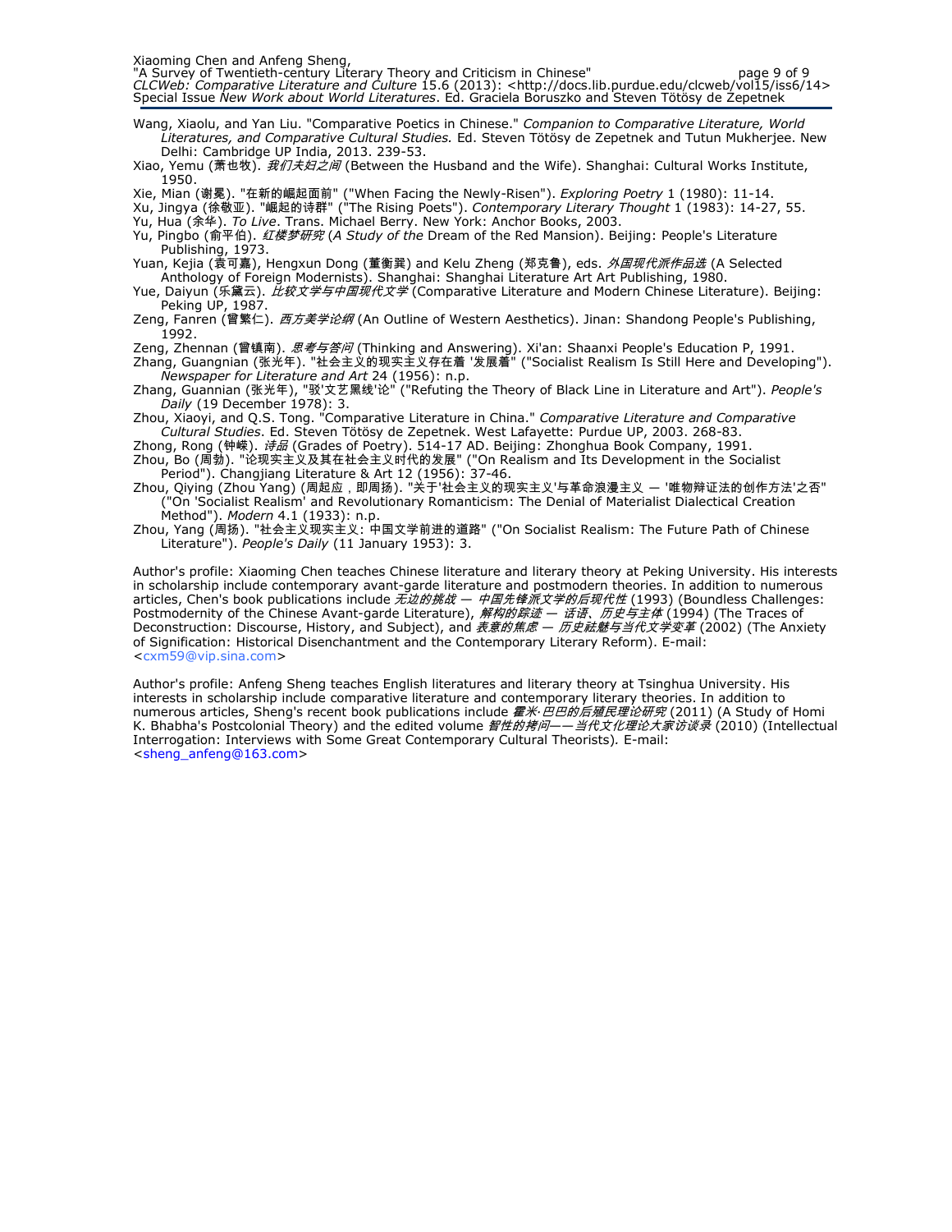Wang, Xiaolu, and Yan Liu. "Comparative Poetics in Chinese." *Companion to Comparative Literature, World Literatures, and Comparative Cultural Studies.* Ed. Steven Tötösy de Zepetnek and Tutun Mukherjee. New Delhi: Cambridge UP India, 2013. 239-53.

Xiao, Yemu (萧也牧). *我们夫妇之间* (Between the Husband and the Wife). Shanghai: Cultural Works Institute, 1950.

Xie, Mian (谢冕). "在新的崛起面前" ("When Facing the Newly-Risen"). *Exploring Poetry* 1 (1980): 11-14.

Xu, Jingya (徐敬亚). "崛起的诗群" ("The Rising Poets"). *Contemporary Literary Thought* 1 (1983): 14-27, 55.

Yu, Hua (余华). *To Live*. Trans. Michael Berry. New York: Anchor Books, 2003.

Yu, Pingbo (俞平伯). *红楼梦研究* (*A Study of the* Dream of the Red Mansion). Beijing: People's Literature Publishing, 1973.

Yuan, Kejia (袁可嘉), Hengxun Dong (董衡巽) and Kelu Zheng (郑克鲁), eds. *外国现代派作品选* (A Selected Anthology of Foreign Modernists). Shanghai: Shanghai Literature Art Art Publishing, 1980.

Yue, Daiyun (乐黛云). *比较文学与中国现代文学* (Comparative Literature and Modern Chinese Literature). Beijing: Peking UP, 1987.

Zeng, Fanren (曾繁仁). *西方美学论纲* (An Outline of Western Aesthetics). Jinan: Shandong People's Publishing, 1992.

Zeng, Zhennan (曾镇南). *思考与答问* (Thinking and Answering). Xi'an: Shaanxi People's Education P, 1991.

Zhang, Guangnian (张光年). "社会主义的现实主义存在着 '发展着'" ("Socialist Realism Is Still Here and Developing"). *Newspaper for Literature and Art* 24 (1956): n.p.

Zhang, Guannian (张光年), "驳'文艺黑线'论" ("Refuting the Theory of Black Line in Literature and Art"). *People's Daily* (19 December 1978): 3.

Zhou, Xiaoyi, and Q.S. Tong. "Comparative Literature in China." *Comparative Literature and Comparative Cultural Studies*. Ed. Steven Tötösy de Zepetnek. West Lafayette: Purdue UP, 2003. 268-83.

Zhong, Rong (钟嵘). *诗品* (Grades of Poetry). 514-17 AD. Beijing: Zhonghua Book Company, 1991.

Zhou, Bo (周勃). "论现实主义及其在社会主义时代的发展" ("On Realism and Its Development in the Socialist Period"). Changjiang Literature & Art 12 (1956): 37-46.

Zhou, Qiying (Zhou Yang) (周起应，即周扬). "关于'社会主义的现实主义'与革命浪漫主义 — '唯物辩证法的创作方法'之否" ("On 'Socialist Realism' and Revolutionary Romanticism: The Denial of Materialist Dialectical Creation Method"). *Modern* 4.1 (1933): n.p.

Zhou, Yang (周扬). "社会主义现实主义: 中国文学前进的道路" ("On Socialist Realism: The Future Path of Chinese Literature"). *People's Daily* (11 January 1953): 3.

Author's profile: Xiaoming Chen teaches Chinese literature and literary theory at Peking University. His interests in scholarship include contemporary avant-garde literature and postmodern theories. In addition to numerous articles, Chen's book publications include *无边的挑战 — 中国先锋派文学的后现代性* (1993) (Boundless Challenges: Postmodernity of the Chinese Avant-garde Literature), *解构的踪迹 — 话语、历史与主体* (1994) (The Traces of Deconstruction: Discourse, History, and Subject), and *表意的焦虑 — 历史祛魅与当代文学变革* (2002) (The Anxiety of Signification: Historical Disenchantment and the Contemporary Literary Reform). E-mail: <cxm59@vip.sina.com>

Author's profile: Anfeng Sheng teaches English literatures and literary theory at Tsinghua University. His interests in scholarship include comparative literature and contemporary literary theories. In addition to numerous articles, Sheng's recent book publications include *霍米·巴巴的后殖民理论研究* (2011) (A Study of Homi K. Bhabha's Postcolonial Theory) and the edited volume *智性的拷问——当代文化理论大家访谈录* (2010) (Intellectual Interrogation: Interviews with Some Great Contemporary Cultural Theorists). E-mail: <sheng_anfeng@163.com>